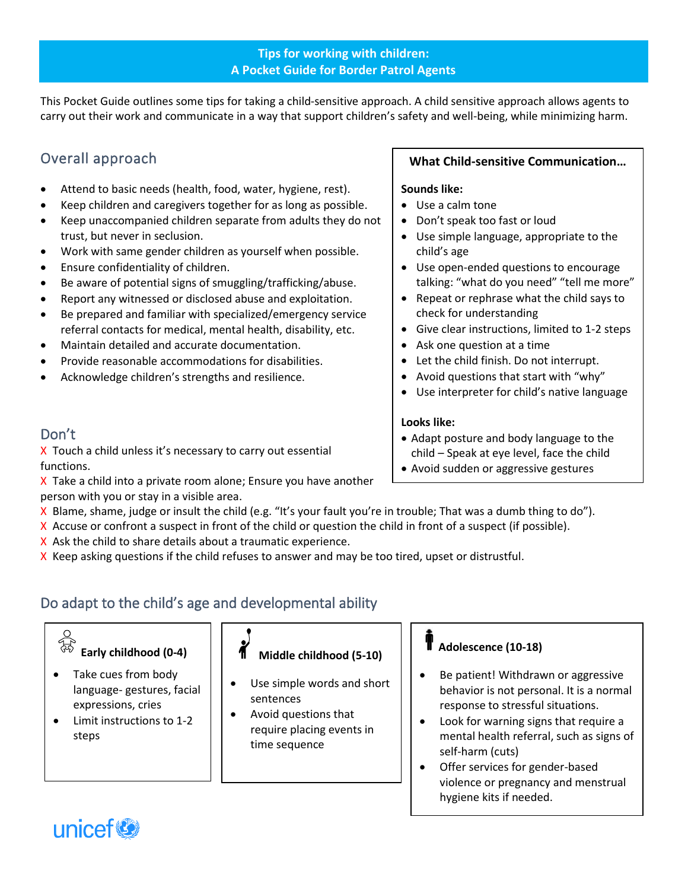# Tips for working with children: A Pocket Guide for Border Patrol Agents

This Pocket Guide outlines some tips for taking a child-sensitive approach. A child sensitive approach allows agents to carry out their work and communicate in a way that support children's safety and well-being, while minimizing harm.

## Overall approach

- Attend to basic needs (health, food, water, hygiene, rest).
- Keep children and caregivers together for as long as possible.
- Keep unaccompanied children separate from adults they do not trust, but never in seclusion.
- Work with same gender children as yourself when possible.
- Ensure confidentiality of children.
- Be aware of potential signs of smuggling/trafficking/abuse.
- Report any witnessed or disclosed abuse and exploitation.
- Be prepared and familiar with specialized/emergency service referral contacts for medical, mental health, disability, etc.
- Maintain detailed and accurate documentation.
- Provide reasonable accommodations for disabilities.
- Acknowledge children's strengths and resilience.

### What Child-sensitive Communication…

**Sounds like:**

- Use a calm tone
- Don't speak too fast or loud
- Use simple language, appropriate to the child's age
- Use open-ended questions to encourage talking: "what do you need" "tell me more"
- Repeat or rephrase what the child says to check for understanding
- Give clear instructions, limited to 1-2 steps
- Ask one question at a time
- Let the child finish. Do not interrupt.
- Avoid questions that start with "why"
- Use interpreter for child's native language

**Looks like:**

- Adapt posture and body language to the child – Speak at eye level, face the child
- Avoid sudden or aggressive gestures

## Don't

X Touch a child unless it's necessary to carry out essential functions.

X Take a child into a private room alone; Ensure you have another person with you or stay in a visible area.

X Blame, shame, judge or insult the child (e.g. "It's your fault you're in trouble; That was a dumb thing to do").

X Accuse or confront a suspect in front of the child or question the child in front of a suspect (if possible).

X Ask the child to share details about a traumatic experience.

X Keep asking questions if the child refuses to answer and may be too tired, upset or distrustful.

## Do adapt to the child's age and developmental ability

### Early childhood (0-4)

- Take cues from body language- gestures, facial expressions, cries
- Limit instructions to 1-2 steps

### Middle childhood (5-10)

- Use simple words and short sentences
- Avoid questions that require placing events in time sequence

### Adolescence (10-18)

- Be patient! Withdrawn or aggressive behavior is not personal. It is a normal response to stressful situations.
- Look for warning signs that require a mental health referral, such as signs of self-harm (cuts)
- Offer services for gender-based violence or pregnancy and menstrual hygiene kits if needed.

unicef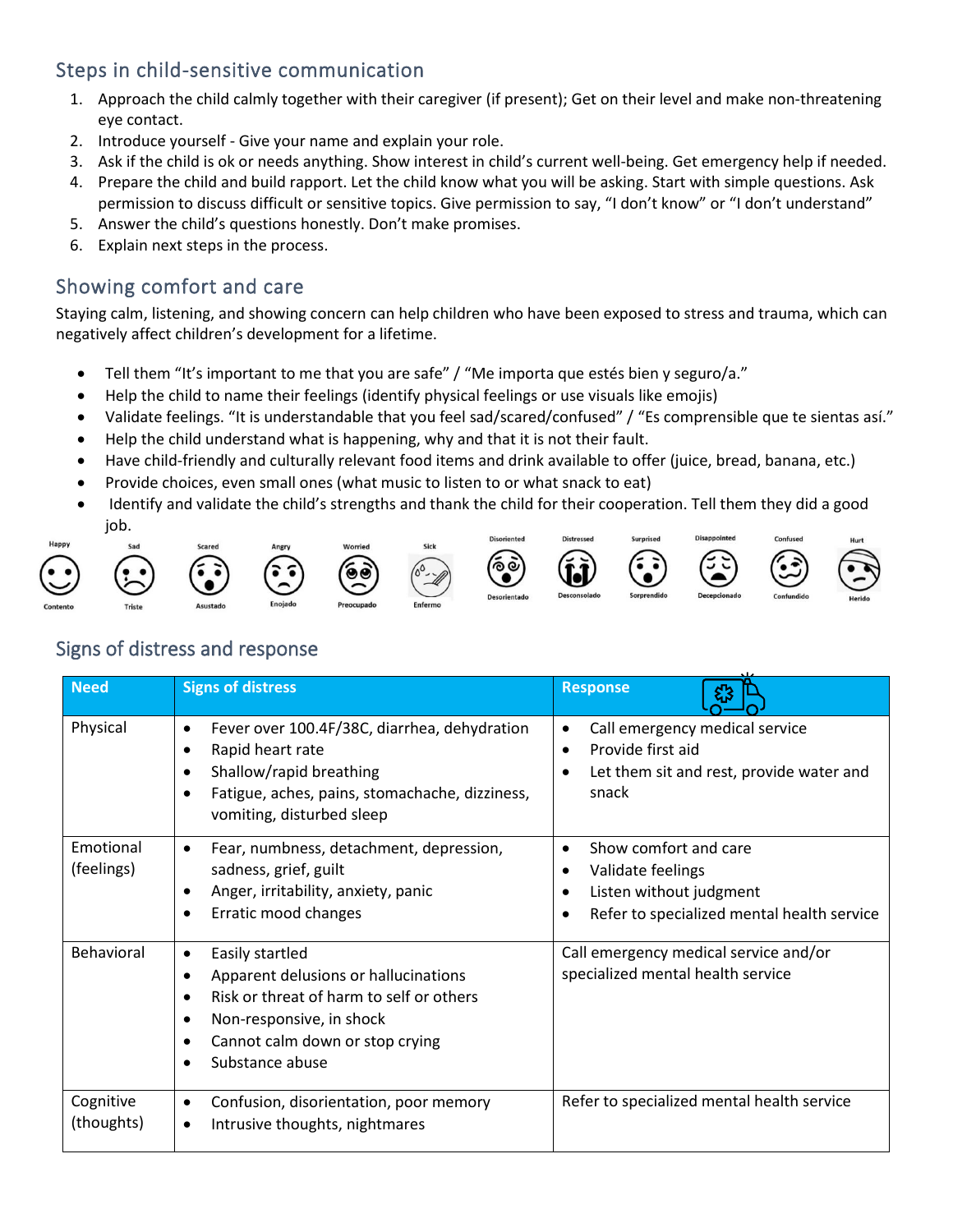## Steps in child-sensitive communication

1. Approach the child calmly together with their caregiver (if present); Get on their level and make non-threatening eye contact.
2. Introduce yourself - Give your name and explain your role.
3. Ask if the child is ok or needs anything. Show interest in child's current well-being. Get emergency help if needed.
4. Prepare the child and build rapport. Let the child know what you will be asking. Start with simple questions. Ask permission to discuss difficult or sensitive topics. Give permission to say, "I don't know" or "I don't understand"
5. Answer the child's questions honestly. Don't make promises.
6. Explain next steps in the process.

## Showing comfort and care

Staying calm, listening, and showing concern can help children who have been exposed to stress and trauma, which can negatively affect children's development for a lifetime.

- Tell them "It's important to me that you are safe" / "Me importa que estés bien y seguro/a."
- Help the child to name their feelings (identify physical feelings or use visuals like emojis)
- Validate feelings. "It is understandable that you feel sad/scared/confused" / "Es comprensible que te sientas así."
- Help the child understand what is happening, why and that it is not their fault.
- Have child-friendly and culturally relevant food items and drink available to offer (juice, bread, banana, etc.)
- Provide choices, even small ones (what music to listen to or what snack to eat)
- Identify and validate the child's strengths and thank the child for their cooperation. Tell them they did a good job.

Happy – Contento
Sad – Triste
Scared – Asustado
Angry – Enojado
Worried – Preocupado
Sick – Enfermo
Disoriented – Desorientado
Distressed – Desconsolado
Surprised – Sorprendido
Disappointed – Decepcionado
Confused – Confundido
Hurt – Herido

## Signs of distress and response

| Need | Signs of distress | Response |
|---|---|---|
| Physical | • Fever over 100.4F/38C, diarrhea, dehydration<br>• Rapid heart rate<br>• Shallow/rapid breathing<br>• Fatigue, aches, pains, stomachache, dizziness, vomiting, disturbed sleep | • Call emergency medical service<br>• Provide first aid<br>• Let them sit and rest, provide water and snack |
| Emotional (feelings) | • Fear, numbness, detachment, depression, sadness, grief, guilt<br>• Anger, irritability, anxiety, panic<br>• Erratic mood changes | • Show comfort and care<br>• Validate feelings<br>• Listen without judgment<br>• Refer to specialized mental health service |
| Behavioral | • Easily startled<br>• Apparent delusions or hallucinations<br>• Risk or threat of harm to self or others<br>• Non-responsive, in shock<br>• Cannot calm down or stop crying<br>• Substance abuse | Call emergency medical service and/or specialized mental health service |
| Cognitive (thoughts) | • Confusion, disorientation, poor memory<br>• Intrusive thoughts, nightmares | Refer to specialized mental health service |